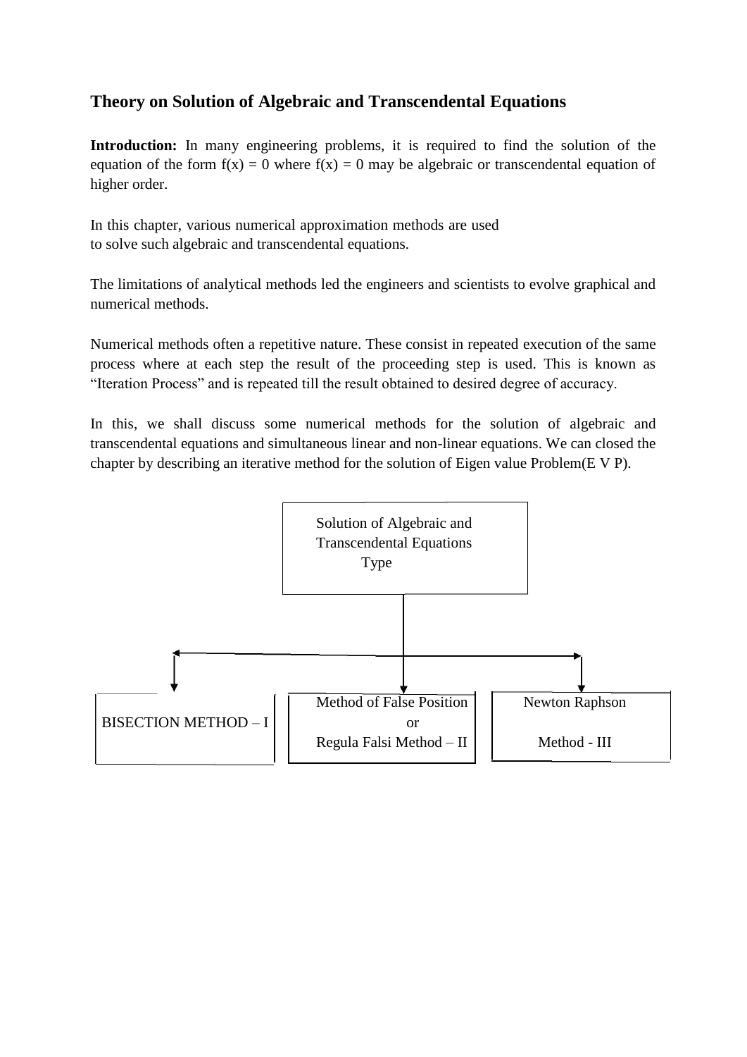## Theory on Solution of Algebraic and Transcendental Equations

**Introduction:** In many engineering problems, it is required to find the solution of the equation of the form $f(x) = 0$ where $f(x) = 0$ may be algebraic or transcendental equation of higher order.

In this chapter, various numerical approximation methods are used to solve such algebraic and transcendental equations.

The limitations of analytical methods led the engineers and scientists to evolve graphical and numerical methods.

Numerical methods often a repetitive nature. These consist in repeated execution of the same process where at each step the result of the proceeding step is used. This is known as "Iteration Process" and is repeated till the result obtained to desired degree of accuracy.

In this, we shall discuss some numerical methods for the solution of algebraic and transcendental equations and simultaneous linear and non-linear equations. We can closed the chapter by describing an iterative method for the solution of Eigen value Problem(E V P).

Solution of Algebraic and Transcendental Equations Type

- BISECTION METHOD – I
- Method of False Position or Regula Falsi Method – II
- Newton Raphson Method - III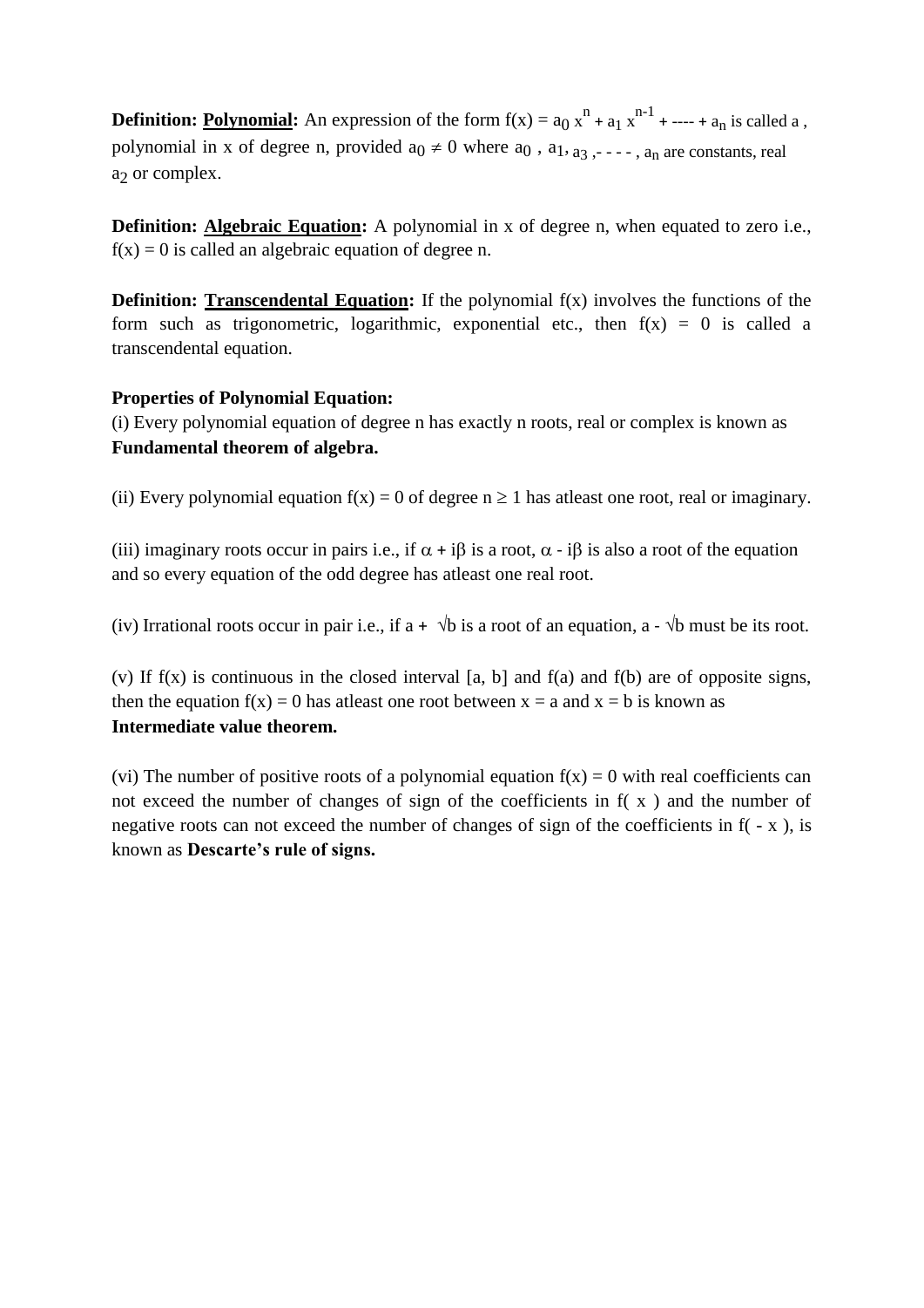**Definition: <u>Polynomial</u>:** An expression of the form $f(x) = a_0 x^n + a_1 x^{n-1} + \text{----} + a_n$ is called a , polynomial in x of degree n, provided $a_0 \neq 0$ where $a_0$ , $a_1$, $a_3$ ,- - - - , $a_n$ are constants, real $a_2$ or complex.

**Definition: <u>Algebraic Equation</u>:** A polynomial in x of degree n, when equated to zero i.e., $f(x) = 0$ is called an algebraic equation of degree n.

**Definition: <u>Transcendental Equation</u>:** If the polynomial f(x) involves the functions of the form such as trigonometric, logarithmic, exponential etc., then $f(x) = 0$ is called a transcendental equation.

**Properties of Polynomial Equation:**

(i) Every polynomial equation of degree n has exactly n roots, real or complex is known as **Fundamental theorem of algebra.**

(ii) Every polynomial equation $f(x) = 0$ of degree $n \geq 1$ has atleast one root, real or imaginary.

(iii) imaginary roots occur in pairs i.e., if $\alpha + i\beta$ is a root, $\alpha - i\beta$ is also a root of the equation and so every equation of the odd degree has atleast one real root.

(iv) Irrational roots occur in pair i.e., if $a + \sqrt{b}$ is a root of an equation, $a - \sqrt{b}$ must be its root.

(v) If f(x) is continuous in the closed interval [a, b] and f(a) and f(b) are of opposite signs, then the equation $f(x) = 0$ has atleast one root between $x = a$ and $x = b$ is known as **Intermediate value theorem.**

(vi) The number of positive roots of a polynomial equation $f(x) = 0$ with real coefficients can not exceed the number of changes of sign of the coefficients in f( x ) and the number of negative roots can not exceed the number of changes of sign of the coefficients in f( - x ), is known as **Descarte's rule of signs.**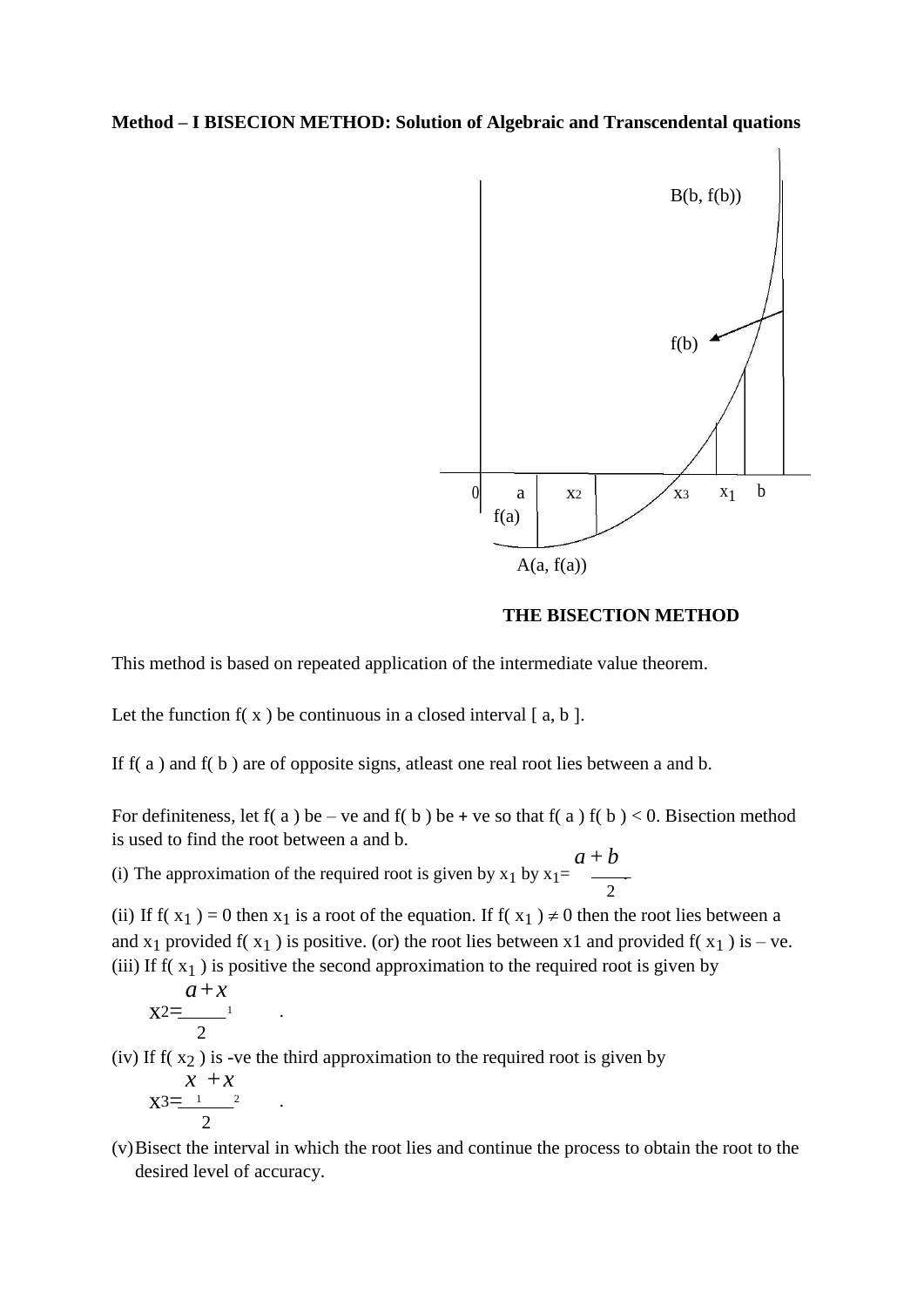**Method – I BISECION METHOD: Solution of Algebraic and Transcendental quations**

B(b, f(b))

f(b)

0 a $x_2$ $x_3$ $x_1$ b

f(a)

A(a, f(a))

**THE BISECTION METHOD**

This method is based on repeated application of the intermediate value theorem.

Let the function f( x ) be continuous in a closed interval [ a, b ].

If f( a ) and f( b ) are of opposite signs, atleast one real root lies between a and b.

For definiteness, let f( a ) be – ve and f( b ) be + ve so that f( a ) f( b ) < 0. Bisection method is used to find the root between a and b.

(i) The approximation of the required root is given by $x_1$ by $x_1 = \frac{a+b}{2}$

(ii) If f( $x_1$ ) = 0 then $x_1$ is a root of the equation. If f( $x_1$ ) $\neq$ 0 then the root lies between a and $x_1$ provided f( $x_1$ ) is positive. (or) the root lies between x1 and provided f( $x_1$ ) is – ve.

(iii) If f( $x_1$ ) is positive the second approximation to the required root is given by

$$x_2 = \frac{a + x_1}{2} .$$

(iv) If f( $x_2$ ) is -ve the third approximation to the required root is given by

$$x_3 = \frac{x_1 + x_2}{2} .$$

(v) Bisect the interval in which the root lies and continue the process to obtain the root to the desired level of accuracy.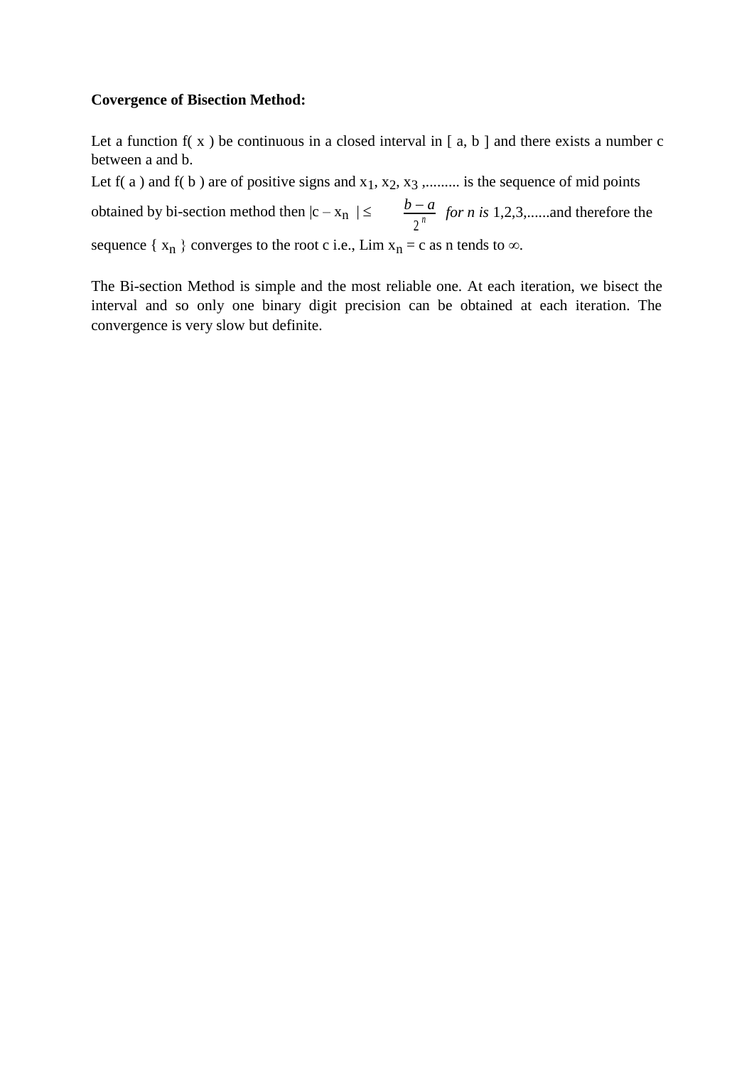**Covergence of Bisection Method:**

Let a function f( x ) be continuous in a closed interval in [ a, b ] and there exists a number c between a and b.

Let f( a ) and f( b ) are of positive signs and $x_1$, $x_2$, $x_3$ ,......... is the sequence of mid points obtained by bi-section method then $|c - x_n| \leq \frac{b-a}{2^n}$ *for n is* 1,2,3,......and therefore the sequence { $x_n$ } converges to the root c i.e., Lim $x_n$ = c as n tends to ∞.

The Bi-section Method is simple and the most reliable one. At each iteration, we bisect the interval and so only one binary digit precision can be obtained at each iteration. The convergence is very slow but definite.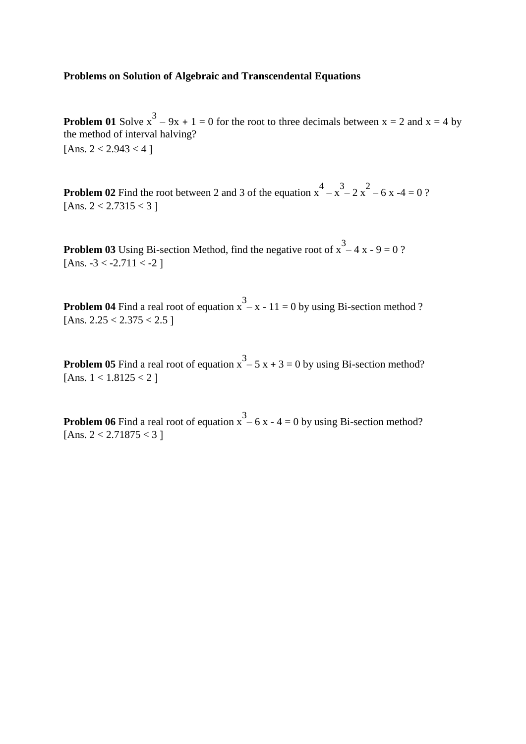**Problems on Solution of Algebraic and Transcendental Equations**

**Problem 01** Solve $x^3 - 9x + 1 = 0$ for the root to three decimals between $x = 2$ and $x = 4$ by the method of interval halving?
[Ans. $2 < 2.943 < 4$ ]

**Problem 02** Find the root between 2 and 3 of the equation $x^4 - x^3 - 2x^2 - 6x - 4 = 0$ ?
[Ans. $2 < 2.7315 < 3$ ]

**Problem 03** Using Bi-section Method, find the negative root of $x^3 - 4x - 9 = 0$ ?
[Ans. $-3 < -2.711 < -2$ ]

**Problem 04** Find a real root of equation $x^3 - x - 11 = 0$ by using Bi-section method ?
[Ans. $2.25 < 2.375 < 2.5$ ]

**Problem 05** Find a real root of equation $x^3 - 5x + 3 = 0$ by using Bi-section method?
[Ans. $1 < 1.8125 < 2$ ]

**Problem 06** Find a real root of equation $x^3 - 6x - 4 = 0$ by using Bi-section method?
[Ans. $2 < 2.71875 < 3$ ]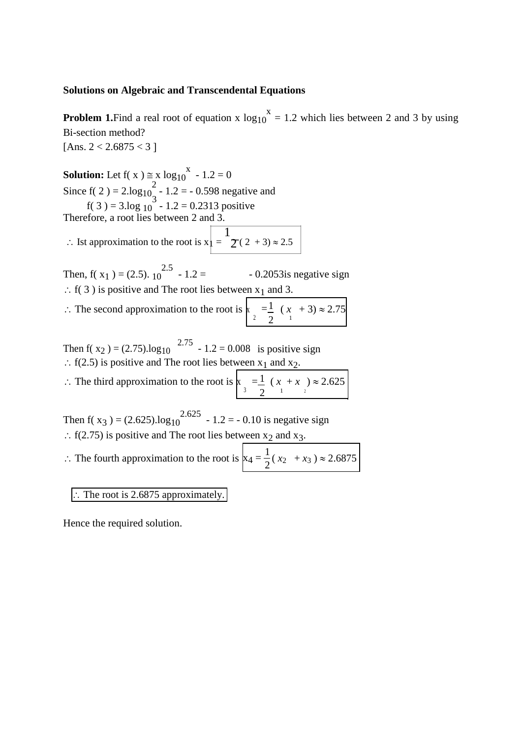**Solutions on Algebraic and Transcendental Equations**

**Problem 1.** Find a real root of equation $x \log_{10}^{x} = 1.2$ which lies between 2 and 3 by using Bi-section method?
[Ans. 2 < 2.6875 < 3 ]

**Solution:** Let $f(x) \cong x \log_{10}^{x} - 1.2 = 0$
Since $f(2) = 2.\log_{10}^{2} - 1.2 = -0.598$ negative and
$f(3) = 3.\log_{10}^{3} - 1.2 = 0.2313$ positive
Therefore, a root lies between 2 and 3.

$\therefore$ Ist approximation to the root is $x_1 = \frac{1}{2}(2 + 3) \approx 2.5$

Then, $f(x_1) = (2.5).\ _{10}^{2.5} - 1.2 = \quad - 0.2053$ is negative sign
$\therefore$ f( 3 ) is positive and The root lies between $x_1$ and 3.
$\therefore$ The second approximation to the root is $x_2 = \frac{1}{2}(x_1 + 3) \approx 2.75$

Then $f(x_2) = (2.75).\log_{10}^{2.75} - 1.2 = 0.008$ is positive sign
$\therefore$ f(2.5) is positive and The root lies between $x_1$ and $x_2$.
$\therefore$ The third approximation to the root is $x_3 = \frac{1}{2}(x_1 + x_2) \approx 2.625$

Then $f(x_3) = (2.625).\log_{10}^{2.625} - 1.2 = -0.10$ is negative sign
$\therefore$ f(2.75) is positive and The root lies between $x_2$ and $x_3$.
$\therefore$ The fourth approximation to the root is $x_4 = \frac{1}{2}(x_2 + x_3) \approx 2.6875$

$\therefore$ The root is 2.6875 approximately.

Hence the required solution.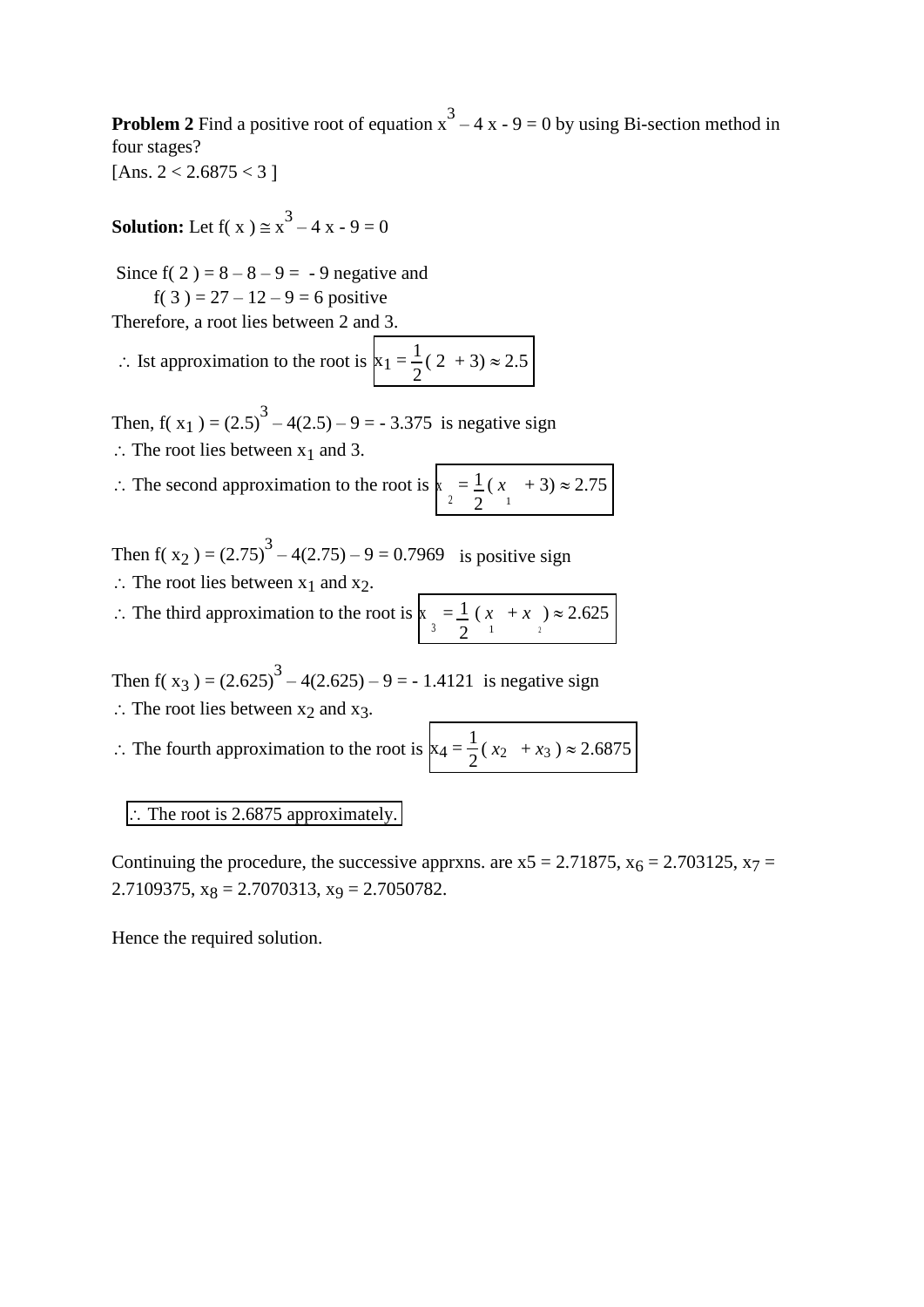**Problem 2** Find a positive root of equation $x^3 - 4x - 9 = 0$ by using Bi-section method in four stages?
[Ans. $2 < 2.6875 < 3$ ]

**Solution:** Let $f(x) \cong x^3 - 4x - 9 = 0$

Since $f(2) = 8 - 8 - 9 = -9$ negative and
$f(3) = 27 - 12 - 9 = 6$ positive
Therefore, a root lies between 2 and 3.

$\therefore$ Ist approximation to the root is $x_1 = \frac{1}{2}(2 + 3) \approx 2.5$

Then, $f(x_1) = (2.5)^3 - 4(2.5) - 9 = -3.375$ is negative sign
$\therefore$ The root lies between $x_1$ and 3.
$\therefore$ The second approximation to the root is $x_2 = \frac{1}{2}(x_1 + 3) \approx 2.75$

Then $f(x_2) = (2.75)^3 - 4(2.75) - 9 = 0.7969$ is positive sign
$\therefore$ The root lies between $x_1$ and $x_2$.
$\therefore$ The third approximation to the root is $x_3 = \frac{1}{2}(x_1 + x_2) \approx 2.625$

Then $f(x_3) = (2.625)^3 - 4(2.625) - 9 = -1.4121$ is negative sign
$\therefore$ The root lies between $x_2$ and $x_3$.
$\therefore$ The fourth approximation to the root is $x_4 = \frac{1}{2}(x_2 + x_3) \approx 2.6875$

$\therefore$ The root is 2.6875 approximately.

Continuing the procedure, the successive apprxns. are $x5 = 2.71875$, $x_6 = 2.703125$, $x_7 = 2.7109375$, $x_8 = 2.7070313$, $x_9 = 2.7050782$.

Hence the required solution.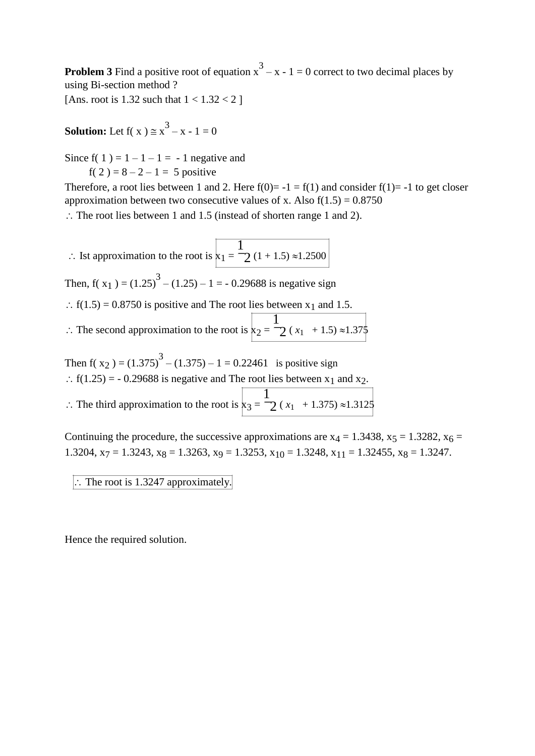**Problem 3** Find a positive root of equation $x^3 - x - 1 = 0$ correct to two decimal places by using Bi-section method ?

[Ans. root is 1.32 such that 1 < 1.32 < 2 ]

**Solution:** Let $f(x) \cong x^3 - x - 1 = 0$

Since $f(1) = 1 - 1 - 1 = -1$ negative and

$f(2) = 8 - 2 - 1 = 5$ positive

Therefore, a root lies between 1 and 2. Here f(0)= -1 = f(1) and consider f(1)= -1 to get closer approximation between two consecutive values of x. Also f(1.5) = 0.8750

$\therefore$ The root lies between 1 and 1.5 (instead of shorten range 1 and 2).

$\therefore$ Ist approximation to the root is $x_1 = \frac{1}{2}(1 + 1.5) \approx 1.2500$

Then, $f(x_1) = (1.25)^3 - (1.25) - 1 = -0.29688$ is negative sign

$\therefore$ f(1.5) = 0.8750 is positive and The root lies between $x_1$ and 1.5.

$\therefore$ The second approximation to the root is $x_2 = \frac{1}{2}(x_1 + 1.5) \approx 1.375$

Then $f(x_2) = (1.375)^3 - (1.375) - 1 = 0.22461$ is positive sign

$\therefore$ f(1.25) = - 0.29688 is negative and The root lies between $x_1$ and $x_2$.

$\therefore$ The third approximation to the root is $x_3 = \frac{1}{2}(x_1 + 1.375) \approx 1.3125$

Continuing the procedure, the successive approximations are $x_4 = 1.3438$, $x_5 = 1.3282$, $x_6 = 1.3204$, $x_7 = 1.3243$, $x_8 = 1.3263$, $x_9 = 1.3253$, $x_{10} = 1.3248$, $x_{11} = 1.32455$, $x_8 = 1.3247$.

$\therefore$ The root is 1.3247 approximately.

Hence the required solution.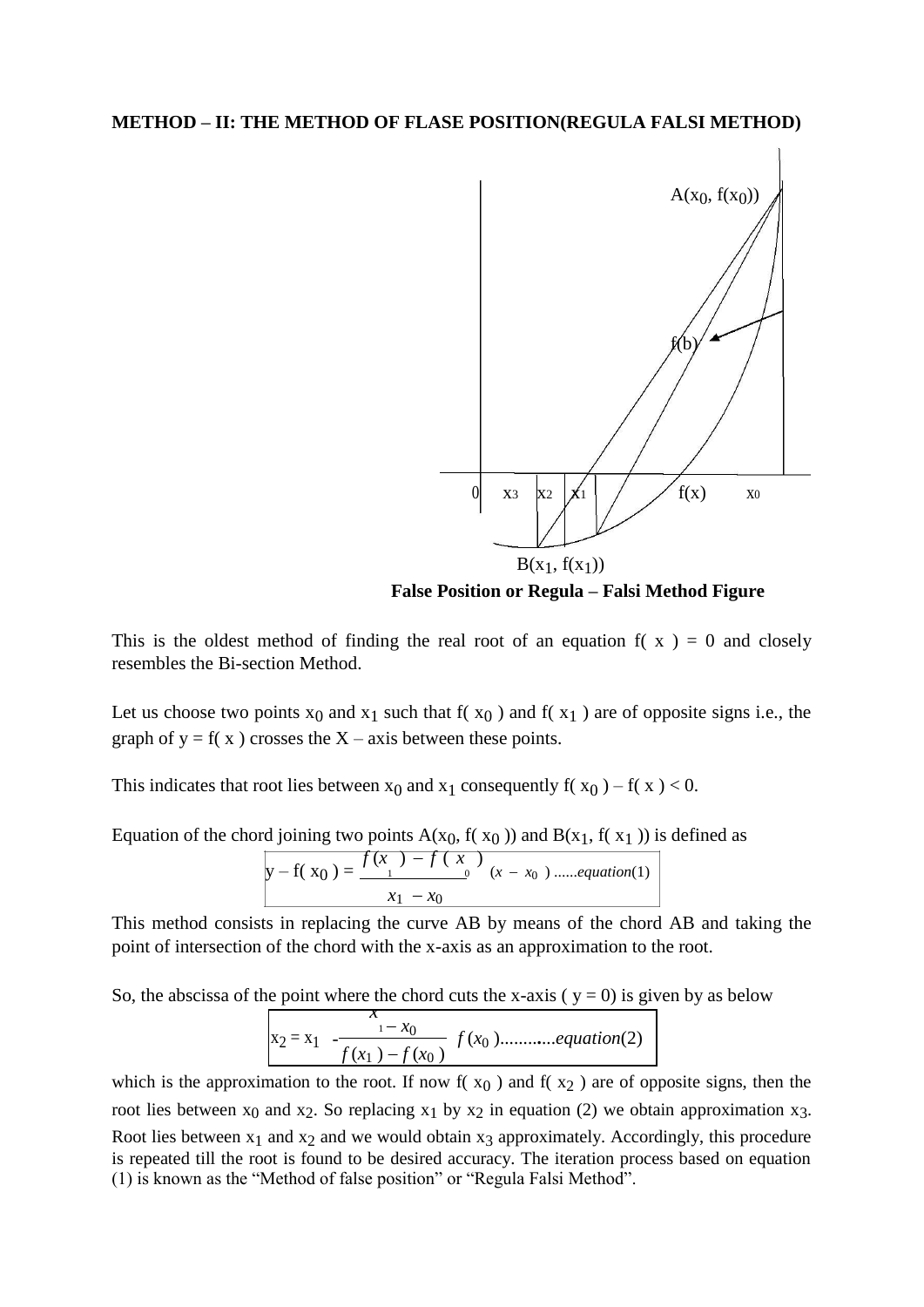**METHOD – II: THE METHOD OF FLASE POSITION(REGULA FALSI METHOD)**

A($x_0$, f($x_0$))

f(b)

0 $x_3$ $x_2$ $x_1$ f(x) $x_0$

B($x_1$, f($x_1$))

**False Position or Regula – Falsi Method Figure**

This is the oldest method of finding the real root of an equation f( x ) = 0 and closely resembles the Bi-section Method.

Let us choose two points $x_0$ and $x_1$ such that f( $x_0$ ) and f( $x_1$ ) are of opposite signs i.e., the graph of y = f( x ) crosses the X – axis between these points.

This indicates that root lies between $x_0$ and $x_1$ consequently f( $x_0$ ) – f( x ) < 0.

Equation of the chord joining two points A($x_0$, f( $x_0$ )) and B($x_1$, f( $x_1$ )) is defined as

$$y - f(x_0) = \frac{f(x_1) - f(x_0)}{x_1 - x_0}(x - x_0) \text{......}equation(1)$$

This method consists in replacing the curve AB by means of the chord AB and taking the point of intersection of the chord with the x-axis as an approximation to the root.

So, the abscissa of the point where the chord cuts the x-axis ( y = 0) is given by as below

$$x_2 = x_1 - \frac{x_1 - x_0}{f(x_1) - f(x_0)} f(x_0) \text{...........}equation(2)$$

which is the approximation to the root. If now f( $x_0$ ) and f( $x_2$ ) are of opposite signs, then the root lies between $x_0$ and $x_2$. So replacing $x_1$ by $x_2$ in equation (2) we obtain approximation $x_3$. Root lies between $x_1$ and $x_2$ and we would obtain $x_3$ approximately. Accordingly, this procedure is repeated till the root is found to be desired accuracy. The iteration process based on equation (1) is known as the "Method of false position" or "Regula Falsi Method".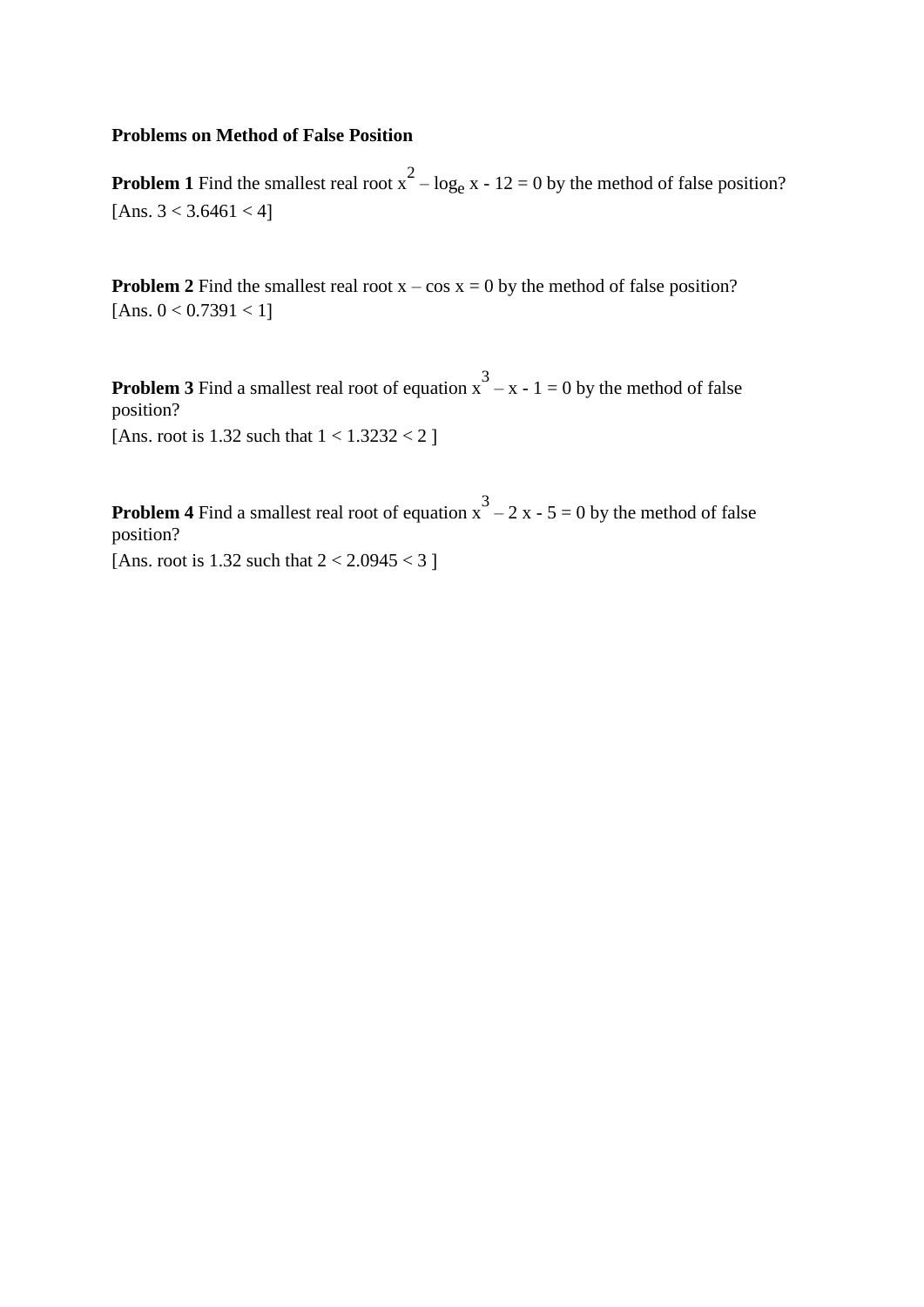**Problems on Method of False Position**

**Problem 1** Find the smallest real root $x^2 – \log_e x - 12 = 0$ by the method of false position?
[Ans. $3 < 3.6461 < 4$]

**Problem 2** Find the smallest real root $x – \cos x = 0$ by the method of false position?
[Ans. $0 < 0.7391 < 1$]

**Problem 3** Find a smallest real root of equation $x^3 – x - 1 = 0$ by the method of false position?
[Ans. root is 1.32 such that $1 < 1.3232 < 2$ ]

**Problem 4** Find a smallest real root of equation $x^3 – 2x - 5 = 0$ by the method of false position?
[Ans. root is 1.32 such that $2 < 2.0945 < 3$ ]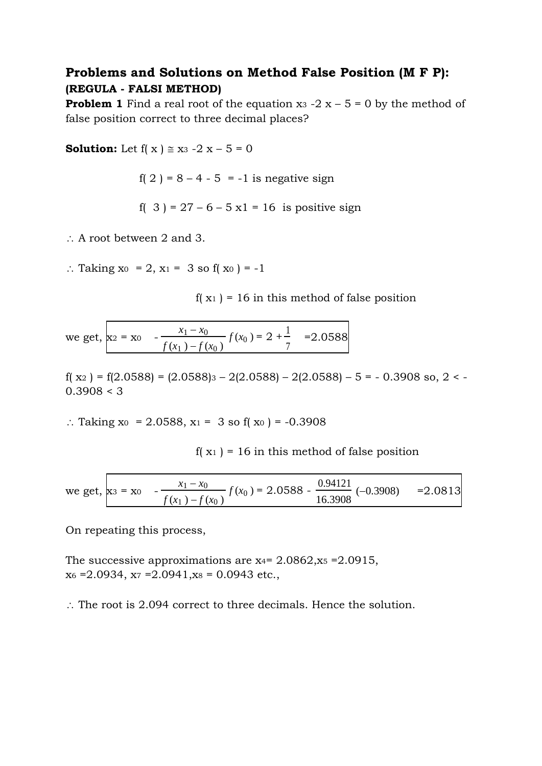## Problems and Solutions on Method False Position (M F P):

**(REGULA - FALSI METHOD)**

**Problem 1** Find a real root of the equation $x^3$ -2 x – 5 = 0 by the method of false position correct to three decimal places?

**Solution:** Let f( x ) ≅ $x^3$ -2 x – 5 = 0

f( 2 ) = 8 – 4 - 5 = -1 is negative sign

f( 3 ) = 27 – 6 – 5 x1 = 16 is positive sign

∴ A root between 2 and 3.

∴ Taking $x_0$ = 2, $x_1$ = 3 so f( $x_0$ ) = -1

f( $x_1$ ) = 16 in this method of false position

we get, $$x_2 = x_0 - \frac{x_1 - x_0}{f(x_1) - f(x_0)} f(x_0) = 2 + \frac{1}{7} = 2.0588$$

f( $x_2$ ) = f(2.0588) = $(2.0588)^3$ – 2(2.0588) – 2(2.0588) – 5 = - 0.3908 so, 2 < -0.3908 < 3

∴ Taking $x_0$ = 2.0588, $x_1$ = 3 so f( $x_0$ ) = -0.3908

f( $x_1$ ) = 16 in this method of false position

we get, $$x_3 = x_0 - \frac{x_1 - x_0}{f(x_1) - f(x_0)} f(x_0) = 2.0588 - \frac{0.94121}{16.3908}(-0.3908) = 2.0813$$

On repeating this process,

The successive approximations are $x_4$= 2.0862,$x_5$ =2.0915, $x_6$ =2.0934, $x_7$ =2.0941,$x_8$ = 0.0943 etc.,

∴ The root is 2.094 correct to three decimals. Hence the solution.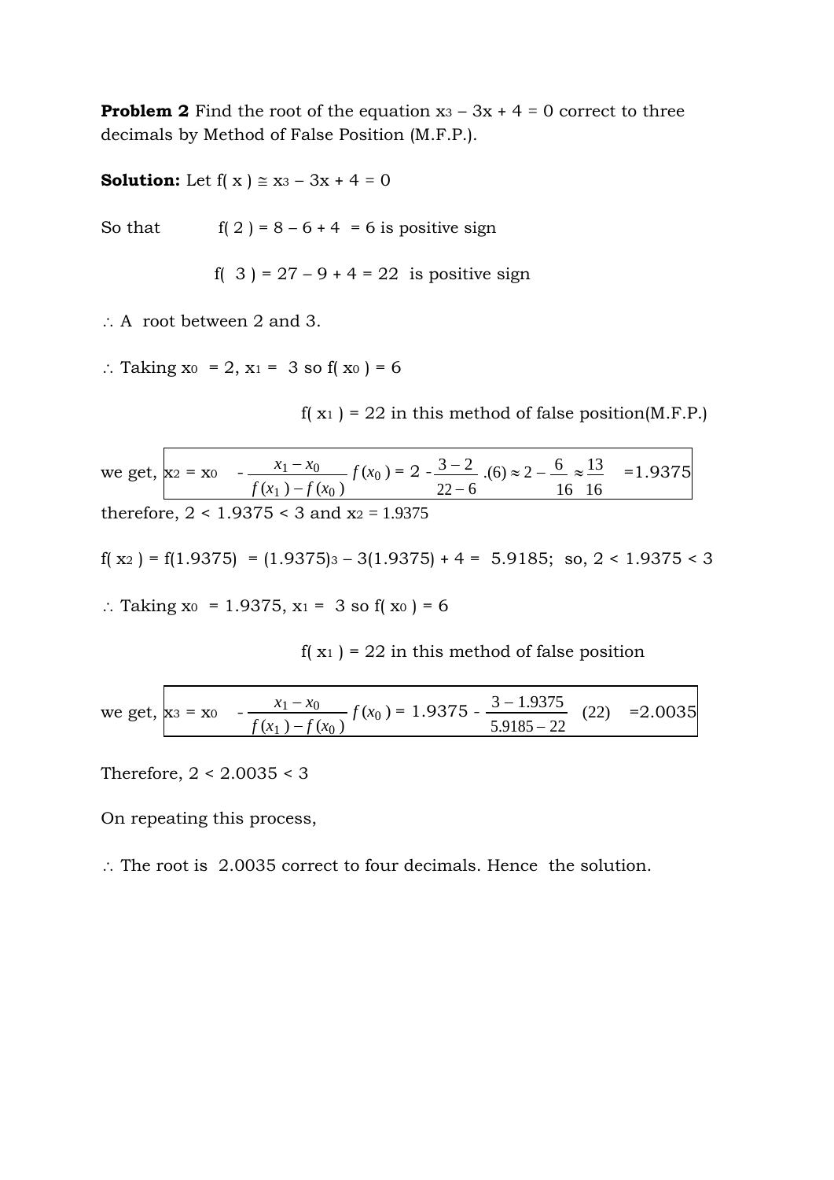**Problem 2** Find the root of the equation $x^3 - 3x + 4 = 0$ correct to three decimals by Method of False Position (M.F.P.).

**Solution:** Let $f(x) \cong x^3 - 3x + 4 = 0$

So that $f(2) = 8 - 6 + 4 = 6$ is positive sign

$f(3) = 27 - 9 + 4 = 22$ is positive sign

$\therefore$ A root between 2 and 3.

$\therefore$ Taking $x_0 = 2$, $x_1 = 3$ so $f(x_0) = 6$

$f(x_1) = 22$ in this method of false position(M.F.P.)

we get, $x_2 = x_0 - \dfrac{x_1 - x_0}{f(x_1) - f(x_0)} f(x_0) = 2 - \dfrac{3-2}{22-6}.(6) \approx 2 - \dfrac{6}{16} \approx \dfrac{13}{16} = 1.9375$

therefore, $2 < 1.9375 < 3$ and $x_2 = 1.9375$

$f(x_2) = f(1.9375) = (1.9375)^3 - 3(1.9375) + 4 = 5.9185$; so, $2 < 1.9375 < 3$

$\therefore$ Taking $x_0 = 1.9375$, $x_1 = 3$ so $f(x_0) = 6$

$f(x_1) = 22$ in this method of false position

we get, $x_3 = x_0 - \dfrac{x_1 - x_0}{f(x_1) - f(x_0)} f(x_0) = 1.9375 - \dfrac{3 - 1.9375}{5.9185 - 22} (22) = 2.0035$

Therefore, $2 < 2.0035 < 3$

On repeating this process,

$\therefore$ The root is 2.0035 correct to four decimals. Hence the solution.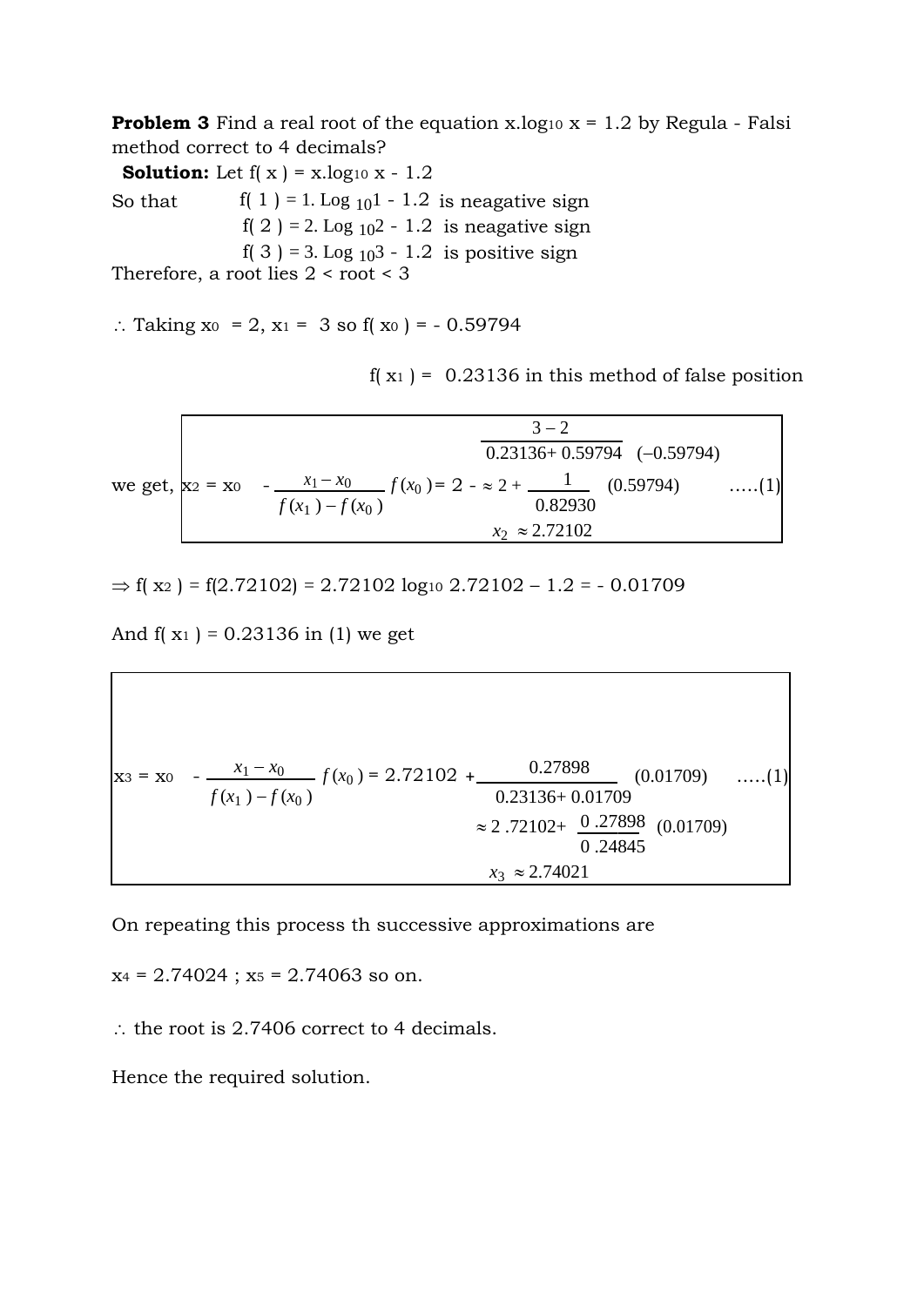**Problem 3** Find a real root of the equation x.$\log_{10}$ x = 1.2 by Regula - Falsi method correct to 4 decimals?

**Solution:** Let f( x ) = x.$\log_{10}$ x - 1.2

So that f( 1 ) = 1. $\log_{10} 1$ - 1.2 is neagative sign

f( 2 ) = 2. $\log_{10} 2$ - 1.2 is neagative sign

f( 3 ) = 3. $\log_{10} 3$ - 1.2 is positive sign

Therefore, a root lies 2 < root < 3

∴ Taking $x_0$ = 2, $x_1$ = 3 so f( $x_0$ ) = - 0.59794

f( $x_1$ ) = 0.23136 in this method of false position

we get,
$$x_2 = x_0 - \frac{x_1 - x_0}{f(x_1) - f(x_0)} f(x_0) = 2 - \frac{3-2}{0.23136 + 0.59794}(-0.59794) \approx 2 + \frac{1}{0.82930}(0.59794) \quad .....(1)$$
$$x_2 \approx 2.72102$$

⇒ f( $x_2$ ) = f(2.72102) = 2.72102 $\log_{10}$ 2.72102 – 1.2 = - 0.01709

And f( $x_1$ ) = 0.23136 in (1) we get

$$x_3 = x_0 - \frac{x_1 - x_0}{f(x_1) - f(x_0)} f(x_0) = 2.72102 + \frac{0.27898}{0.23136 + 0.01709}(0.01709) \quad .....(1)$$
$$\approx 2.72102 + \frac{0.27898}{0.24845}(0.01709)$$
$$x_3 \approx 2.74021$$

On repeating this process th successive approximations are

$x_4$ = 2.74024 ; $x_5$ = 2.74063 so on.

∴ the root is 2.7406 correct to 4 decimals.

Hence the required solution.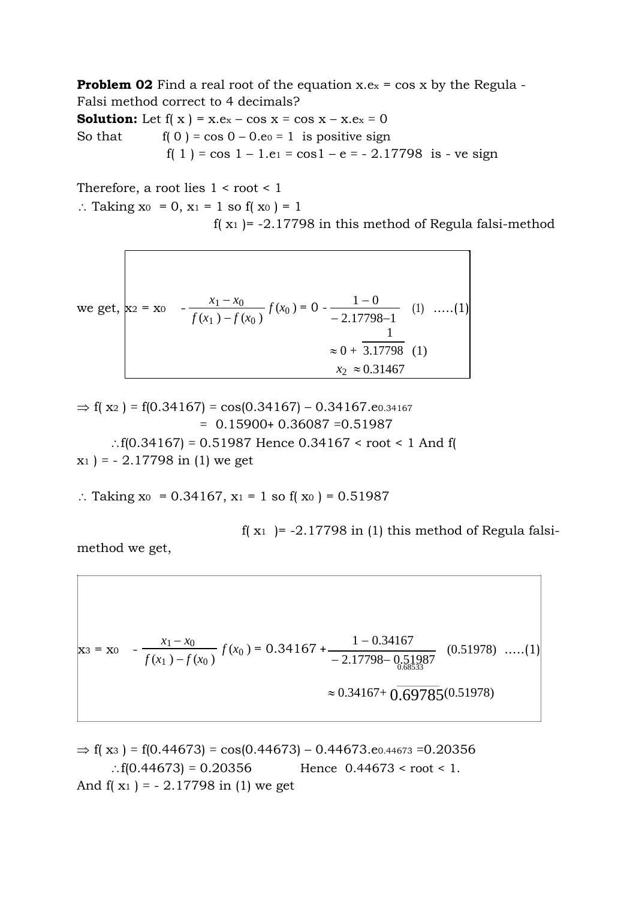**Problem 02** Find a real root of the equation x.e$^x$ = cos x by the Regula - Falsi method correct to 4 decimals?

**Solution:** Let f( x ) = x.e$^x$ – cos x = cos x – x.e$^x$ = 0

So that f( 0 ) = cos 0 – 0.e$^0$ = 1 is positive sign

f( 1 ) = cos 1 – 1.e$^1$ = cos1 – e = - 2.17798 is - ve sign

Therefore, a root lies 1 < root < 1

∴ Taking $x_0$ = 0, $x_1$ = 1 so f( $x_0$ ) = 1

f( $x_1$ )= -2.17798 in this method of Regula falsi-method

we get,

$$x_2 = x_0 - \frac{x_1 - x_0}{f(x_1) - f(x_0)} f(x_0) = 0 - \frac{1-0}{-2.17798-1}(1) \quad \text{.....(1)}$$

$$\approx 0 + \frac{1}{3.17798}(1)$$

$$x_2 \approx 0.31467$$

⇒ f( $x_2$ ) = f(0.34167) = cos(0.34167) – 0.34167.e$^{0.34167}$

= 0.15900+ 0.36087 =0.51987

∴f(0.34167) = 0.51987 Hence 0.34167 < root < 1 And f( $x_1$ ) = - 2.17798 in (1) we get

∴ Taking $x_0$ = 0.34167, $x_1$ = 1 so f( $x_0$ ) = 0.51987

f( $x_1$ )= -2.17798 in (1) this method of Regula falsi-method we get,

$$x_3 = x_0 - \frac{x_1 - x_0}{f(x_1) - f(x_0)} f(x_0) = 0.34167 + \frac{\overset{0.68533}{1 - 0.34167}}{-2.17798 - 0.51987}(0.51978) \quad \text{.....(1)}$$

$$\approx 0.34167 + \overline{0.69785}(0.51978)$$

⇒ f( $x_3$ ) = f(0.44673) = cos(0.44673) – 0.44673.e$^{0.44673}$ =0.20356

∴f(0.44673) = 0.20356 Hence 0.44673 < root < 1.

And f( $x_1$ ) = - 2.17798 in (1) we get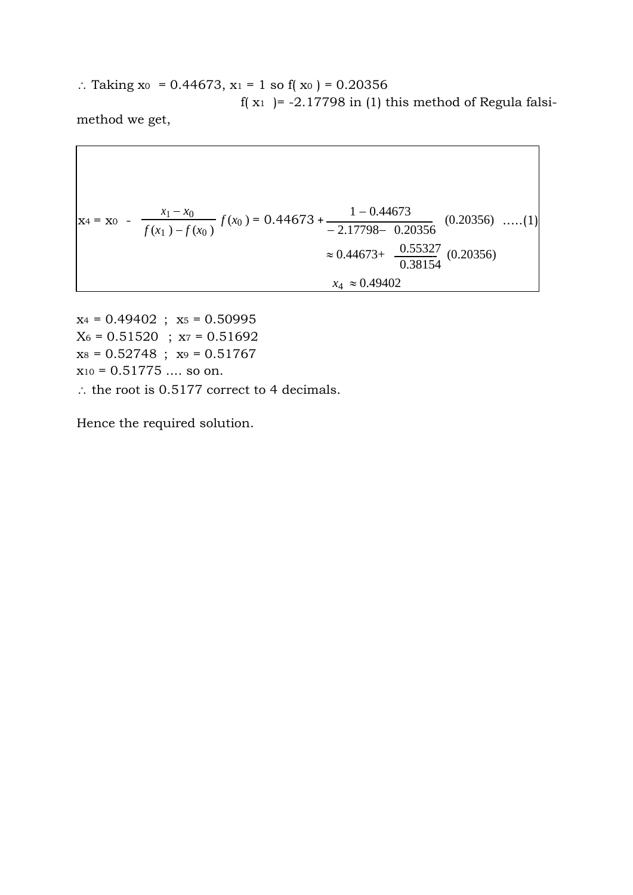$\therefore$ Taking $x_0 = 0.44673$, $x_1 = 1$ so $f(x_0) = 0.20356$

$f(x_1) = -2.17798$ in (1) this method of Regula falsi-method we get,

$$x_4 = x_0 - \frac{x_1 - x_0}{f(x_1) - f(x_0)} f(x_0) = 0.44673 + \frac{1 - 0.44673}{-2.17798 - 0.20356} (0.20356) \quad .....(1)$$

$$\approx 0.44673 + \frac{0.55327}{0.38154} (0.20356)$$

$$x_4 \approx 0.49402$$

$x_4 = 0.49402$ ; $x_5 = 0.50995$

$X_6 = 0.51520$ ; $x_7 = 0.51692$

$x_8 = 0.52748$ ; $x_9 = 0.51767$

$x_{10} = 0.51775$ .... so on.

$\therefore$ the root is 0.5177 correct to 4 decimals.

Hence the required solution.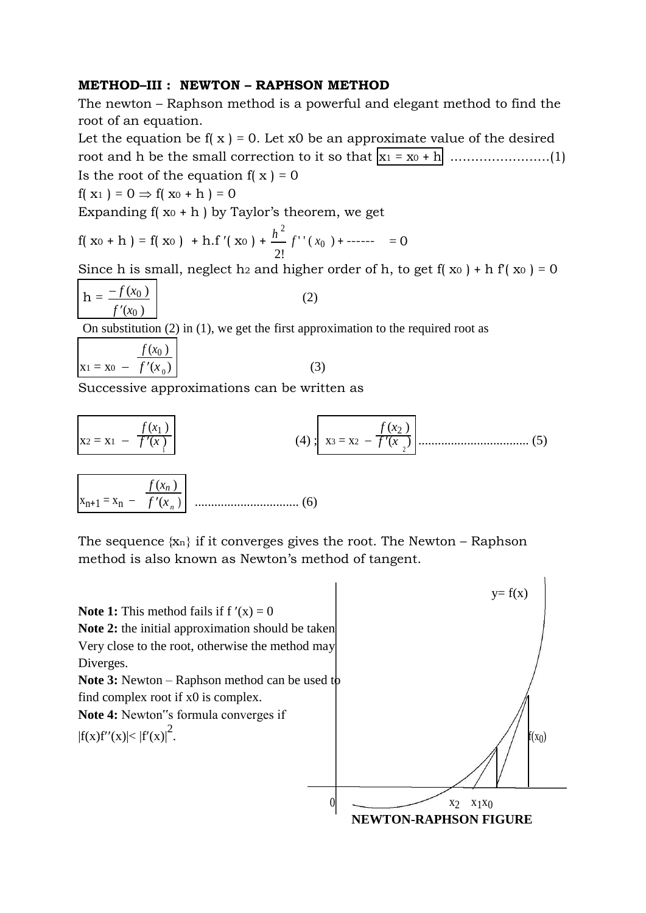**METHOD–III : NEWTON – RAPHSON METHOD**

The newton – Raphson method is a powerful and elegant method to find the root of an equation.

Let the equation be f( x ) = 0. Let x0 be an approximate value of the desired root and h be the small correction to it so that $x_1 = x_0 + h$ ……………………(1)

Is the root of the equation f( x ) = 0

$f(x_1) = 0 \Rightarrow f(x_0 + h) = 0$

Expanding $f(x_0 + h)$ by Taylor's theorem, we get

$$f(x_0 + h) = f(x_0) + h.f'(x_0) + \frac{h^2}{2!} f''(x_0) + \text{------} = 0$$

Since h is small, neglect $h^2$ and higher order of h, to get $f(x_0) + h f'(x_0) = 0$

$$h = \frac{-f(x_0)}{f'(x_0)} \qquad (2)$$

On substitution (2) in (1), we get the first approximation to the required root as

$$x_1 = x_0 - \frac{f(x_0)}{f'(x_0)} \qquad (3)$$

Successive approximations can be written as

$$x_2 = x_1 - \frac{f(x_1)}{f'(x_1)} \qquad (4); \quad x_3 = x_2 - \frac{f(x_2)}{f'(x_2)} \quad \text{..................................} (5)$$

$$x_{n+1} = x_n - \frac{f(x_n)}{f'(x_n)} \quad \text{................................} (6)$$

The sequence $\{x_n\}$ if it converges gives the root. The Newton – Raphson method is also known as Newton's method of tangent.

**Note 1:** This method fails if $f'(x) = 0$

**Note 2:** the initial approximation should be taken Very close to the root, otherwise the method may Diverges.

**Note 3:** Newton – Raphson method can be used to find complex root if x0 is complex.

**Note 4:** Newton‟s formula converges if $|f(x)f''(x)| < |f'(x)|^2$.

y= f(x)

f(x0)

0 x2 x1x0

**NEWTON-RAPHSON FIGURE**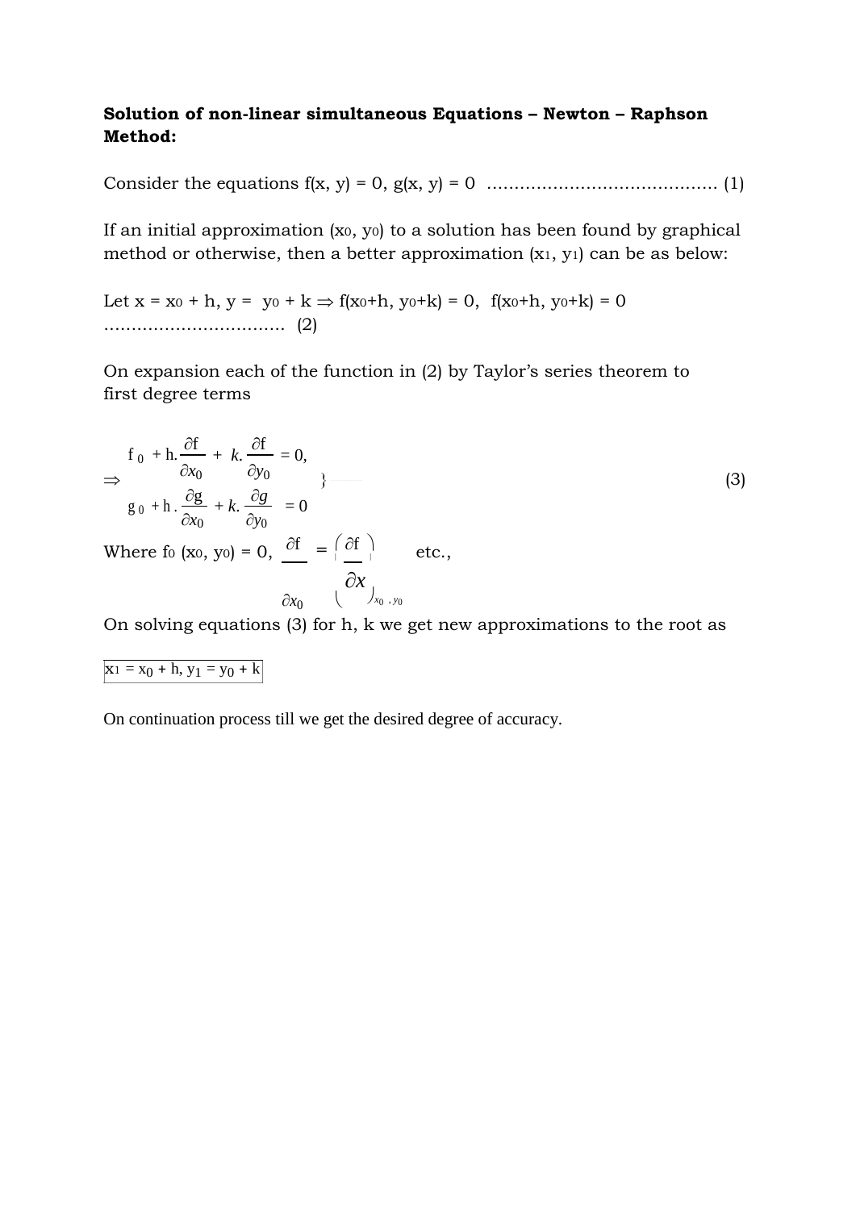**Solution of non-linear simultaneous Equations – Newton – Raphson Method:**

Consider the equations $f(x, y) = 0$, $g(x, y) = 0$ .......................................... (1)

If an initial approximation $(x_0, y_0)$ to a solution has been found by graphical method or otherwise, then a better approximation $(x_1, y_1)$ can be as below:

Let $x = x_0 + h$, $y = y_0 + k \Rightarrow f(x_0+h, y_0+k) = 0$, $f(x_0+h, y_0+k) = 0$ ................................. (2)

On expansion each of the function in (2) by Taylor's series theorem to first degree terms

$$\Rightarrow \left.\begin{aligned} f_0 + h.\frac{\partial f}{\partial x_0} + k.\frac{\partial f}{\partial y_0} = 0, \\ g_0 + h.\frac{\partial g}{\partial x_0} + k.\frac{\partial g}{\partial y_0} = 0 \end{aligned}\right\} \qquad (3)$$

Where $f_0\,(x_0, y_0) = 0$, $\dfrac{\partial f}{\partial x_0} = \left(\dfrac{\partial f}{\partial x}\right)_{x_0, y_0}$ etc.,

On solving equations (3) for h, k we get new approximations to the root as

$x_1 = x_0 + h$, $y_1 = y_0 + k$

On continuation process till we get the desired degree of accuracy.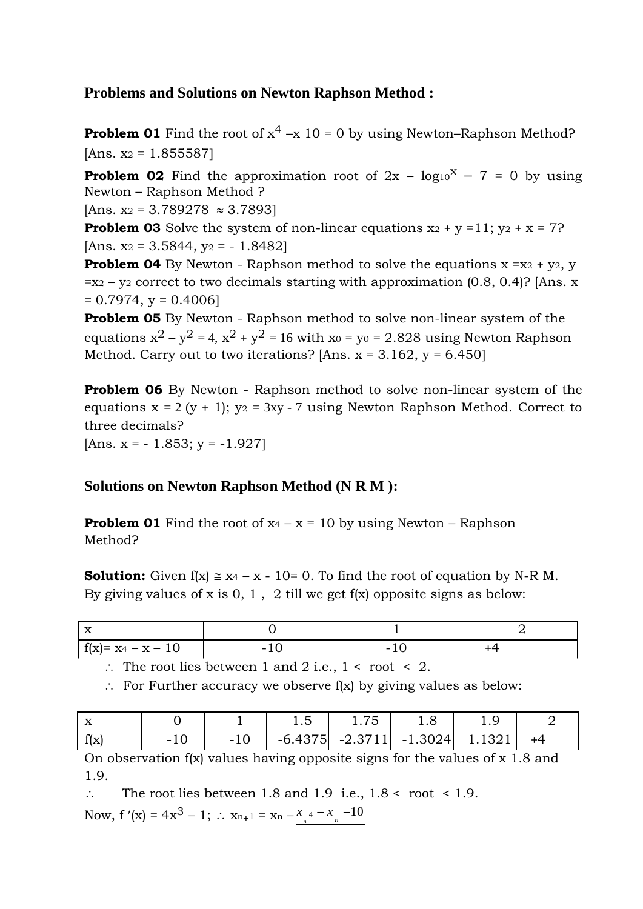## Problems and Solutions on Newton Raphson Method :

**Problem 01** Find the root of $x^4$ –x 10 = 0 by using Newton–Raphson Method?
[Ans. $x_2$ = 1.855587]

**Problem 02** Find the approximation root of 2x – $\log_{10}^{x}$ – 7 = 0 by using Newton – Raphson Method ?
[Ans. $x_2$ = 3.789278 ≈ 3.7893]

**Problem 03** Solve the system of non-linear equations $x^2 + y = 11$; $y^2 + x = 7$?
[Ans. $x_2$ = 3.5844, $y_2$ = - 1.8482]

**Problem 04** By Newton - Raphson method to solve the equations $x = x^2 + y^2$, $y = x^2 - y^2$ correct to two decimals starting with approximation (0.8, 0.4)? [Ans. x = 0.7974, y = 0.4006]

**Problem 05** By Newton - Raphson method to solve non-linear system of the equations $x^2 - y^2 = 4$, $x^2 + y^2 = 16$ with $x_0 = y_0 = 2.828$ using Newton Raphson Method. Carry out to two iterations? [Ans. x = 3.162, y = 6.450]

**Problem 06** By Newton - Raphson method to solve non-linear system of the equations $x = 2(y + 1)$; $y^2 = 3xy - 7$ using Newton Raphson Method. Correct to three decimals?
[Ans. x = - 1.853; y = -1.927]

## Solutions on Newton Raphson Method (N R M ):

**Problem 01** Find the root of $x^4 - x = 10$ by using Newton – Raphson Method?

**Solution:** Given $f(x) \cong x^4 - x - 10 = 0$. To find the root of equation by N-R M. By giving values of x is 0, 1 , 2 till we get f(x) opposite signs as below:

| x | 0 | 1 | 2 |
|---|---|---|---|
| $f(x) = x^4 - x - 10$ | -10 | -10 | +4 |

∴ The root lies between 1 and 2 i.e., 1 < root < 2.

∴ For Further accuracy we observe f(x) by giving values as below:

| x | 0 | 1 | 1.5 | 1.75 | 1.8 | 1.9 | 2 |
|---|---|---|---|---|---|---|---|
| f(x) | -10 | -10 | -6.4375 | -2.3711 | -1.3024 | 1.1321 | +4 |

On observation f(x) values having opposite signs for the values of x 1.8 and 1.9.

∴ The root lies between 1.8 and 1.9 i.e., 1.8 < root < 1.9.

Now, $f'(x) = 4x^3 - 1$; ∴ $x_{n+1} = x_n - \frac{x_n^4 - x_n - 10}{}$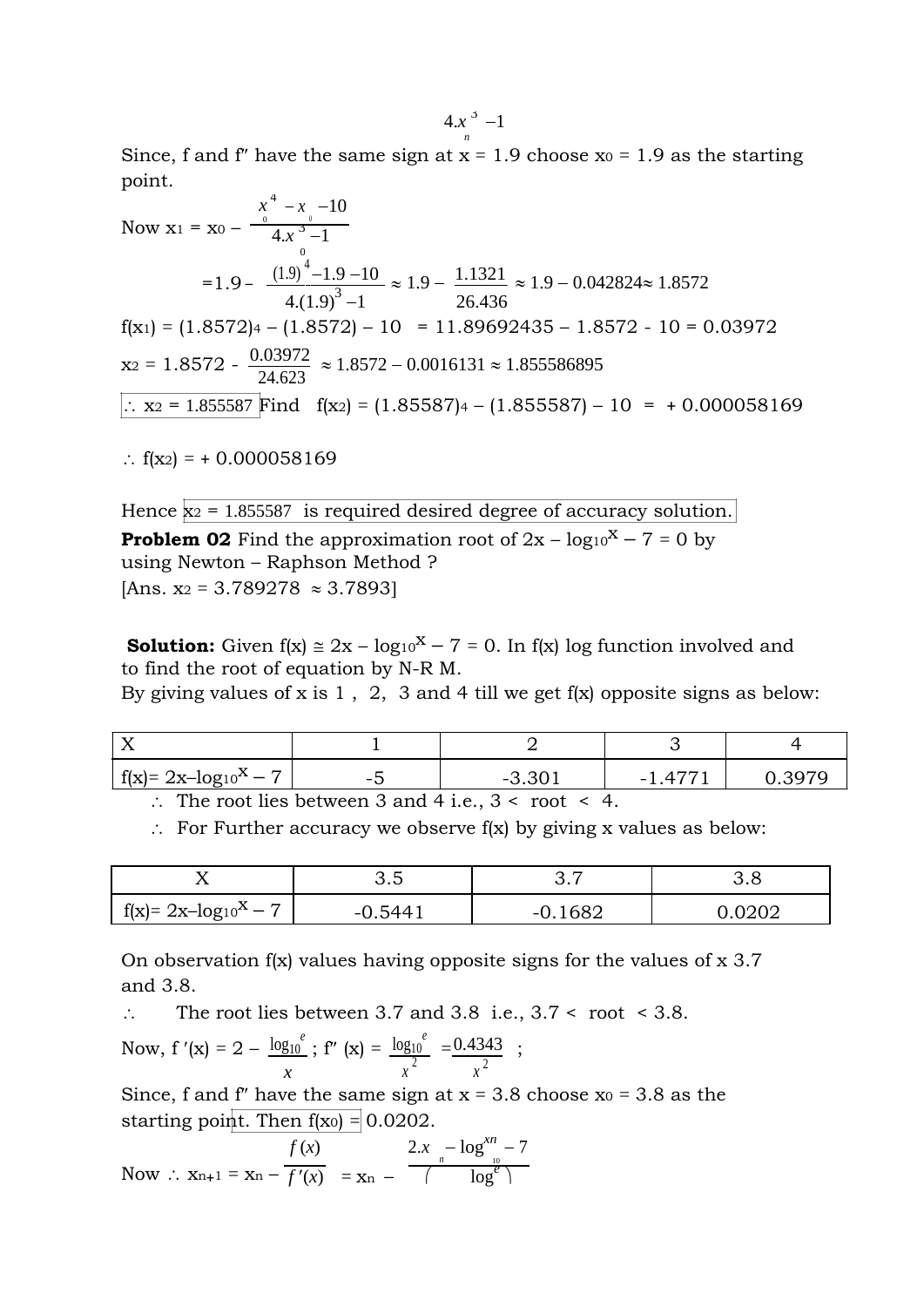$$4.x_n^3 - 1$$

Since, f and f″ have the same sign at x = 1.9 choose $x_0$ = 1.9 as the starting point.

Now $x_1 = x_0 - \dfrac{x_0^4 - x_0 - 10}{4.x_0^3 - 1}$

$$= 1.9 - \frac{(1.9)^4 - 1.9 - 10}{4.(1.9)^3 - 1} \approx 1.9 - \frac{1.1321}{26.436} \approx 1.9 - 0.042824 \approx 1.8572$$

$f(x_1) = (1.8572)^4 - (1.8572) - 10 = 11.89692435 - 1.8572 - 10 = 0.03972$

$x_2 = 1.8572 - \dfrac{0.03972}{24.623} \approx 1.8572 - 0.0016131 \approx 1.855586895$

$\therefore x_2 = 1.855587$ Find $f(x_2) = (1.85587)^4 - (1.855587) - 10 = +0.000058169$

$\therefore f(x_2) = +0.000058169$

Hence $x_2 = 1.855587$ is required desired degree of accuracy solution.

**Problem 02** Find the approximation root of $2x - \log_{10}^{x} - 7 = 0$ by using Newton – Raphson Method ?
[Ans. $x_2 = 3.789278 \approx 3.7893$]

**Solution:** Given $f(x) \cong 2x - \log_{10}^{x} - 7 = 0$. In f(x) log function involved and to find the root of equation by N-R M.
By giving values of x is 1 , 2, 3 and 4 till we get f(x) opposite signs as below:

| X | 1 | 2 | 3 | 4 |
|---|---|---|---|---|
| $f(x) = 2x - \log_{10}^{x} - 7$ | -5 | -3.301 | -1.4771 | 0.3979 |

$\therefore$ The root lies between 3 and 4 i.e., 3 < root < 4.

$\therefore$ For Further accuracy we observe f(x) by giving x values as below:

| X | 3.5 | 3.7 | 3.8 |
|---|---|---|---|
| $f(x) = 2x - \log_{10}^{x} - 7$ | -0.5441 | -0.1682 | 0.0202 |

On observation f(x) values having opposite signs for the values of x 3.7 and 3.8.

$\therefore$ The root lies between 3.7 and 3.8 i.e., 3.7 < root < 3.8.

Now, $f'(x) = 2 - \dfrac{\log_{10}^{e}}{x}$ ; $f''(x) = \dfrac{\log_{10}^{e}}{x^2} = \dfrac{0.4343}{x^2}$ ;

Since, f and f″ have the same sign at x = 3.8 choose $x_0$ = 3.8 as the starting point. Then $f(x_0)$ = 0.0202.

Now $\therefore x_{n+1} = x_n - \dfrac{f(x)}{f'(x)} = x_n - \dfrac{2.x_n - \log_{10}^{xn} - 7}{\left( \quad \log^{e} \right)}$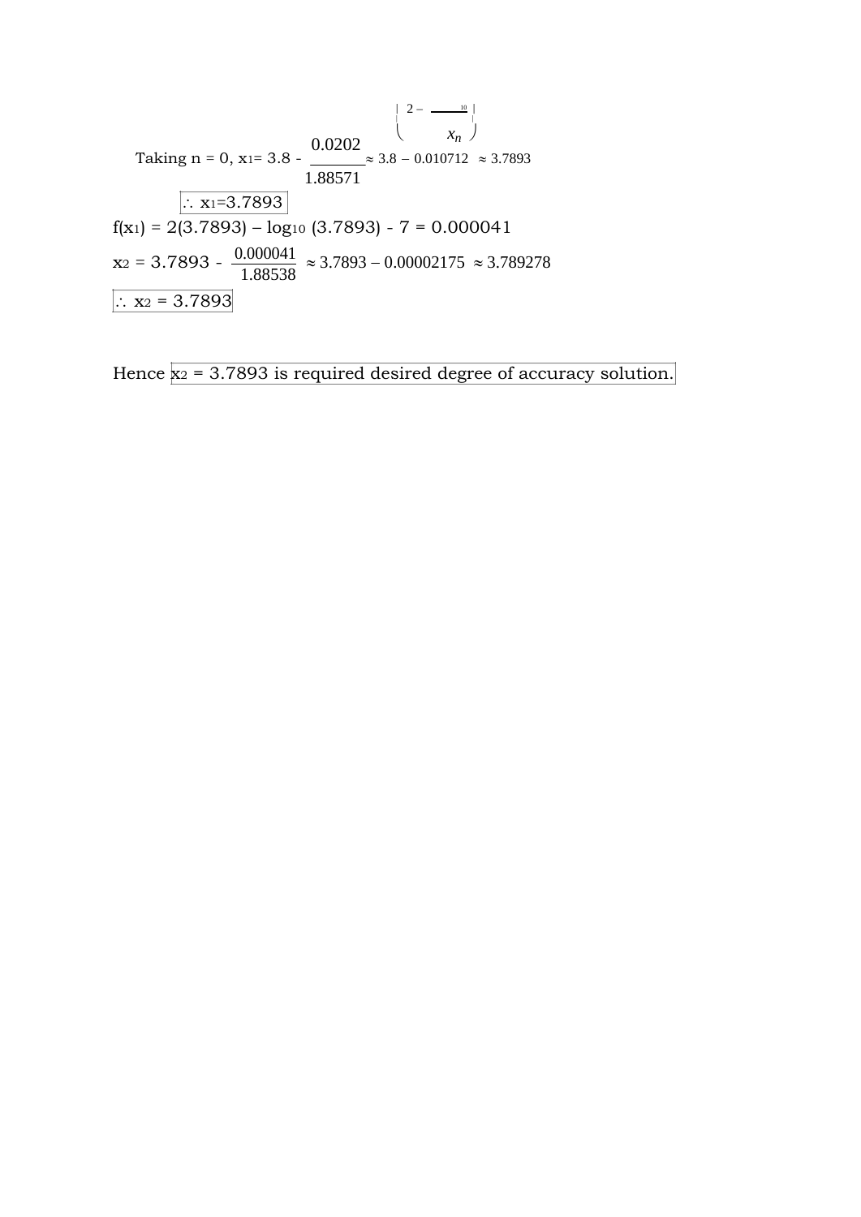$$\left( 2 - \frac{10}{x_n} \right)$$

Taking n = 0, $x_1 = 3.8 - \frac{0.0202}{1.88571} \approx 3.8 - 0.010712 \approx 3.7893$

$\therefore x_1 = 3.7893$

$f(x_1) = 2(3.7893) - \log_{10}(3.7893) - 7 = 0.000041$

$x_2 = 3.7893 - \frac{0.000041}{1.88538} \approx 3.7893 - 0.00002175 \approx 3.789278$

$\therefore x_2 = 3.7893$

Hence $x_2 = 3.7893$ is required desired degree of accuracy solution.